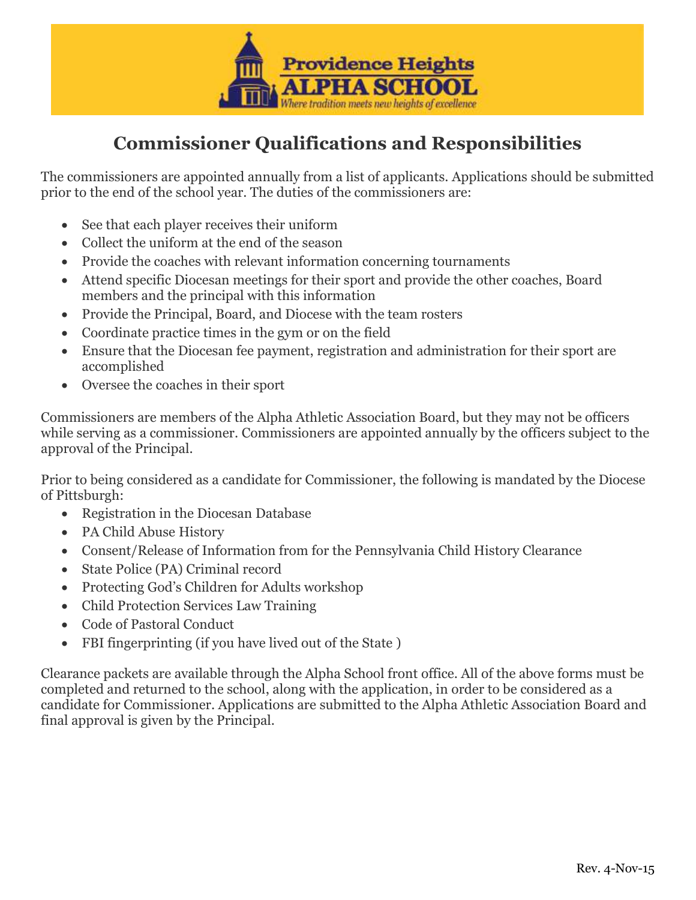Providence Heights ALPHA SCHOOL

*Where tradition meets new heights of excellence*

# Commissioner Qualifications and Responsibilities

The commissioners are appointed annually from a list of applicants. Applications should be submitted prior to the end of the school year. The duties of the commissioners are:

- See that each player receives their uniform
- Collect the uniform at the end of the season
- Provide the coaches with relevant information concerning tournaments
- Attend specific Diocesan meetings for their sport and provide the other coaches, Board members and the principal with this information
- Provide the Principal, Board, and Diocese with the team rosters
- Coordinate practice times in the gym or on the field
- Ensure that the Diocesan fee payment, registration and administration for their sport are accomplished
- Oversee the coaches in their sport

Commissioners are members of the Alpha Athletic Association Board, but they may not be officers while serving as a commissioner. Commissioners are appointed annually by the officers subject to the approval of the Principal.

Prior to being considered as a candidate for Commissioner, the following is mandated by the Diocese of Pittsburgh:

- Registration in the Diocesan Database
- PA Child Abuse History
- Consent/Release of Information from for the Pennsylvania Child History Clearance
- State Police (PA) Criminal record
- Protecting God's Children for Adults workshop
- Child Protection Services Law Training
- Code of Pastoral Conduct
- FBI fingerprinting (if you have lived out of the State )

Clearance packets are available through the Alpha School front office. All of the above forms must be completed and returned to the school, along with the application, in order to be considered as a candidate for Commissioner. Applications are submitted to the Alpha Athletic Association Board and final approval is given by the Principal.

Rev. 4-Nov-15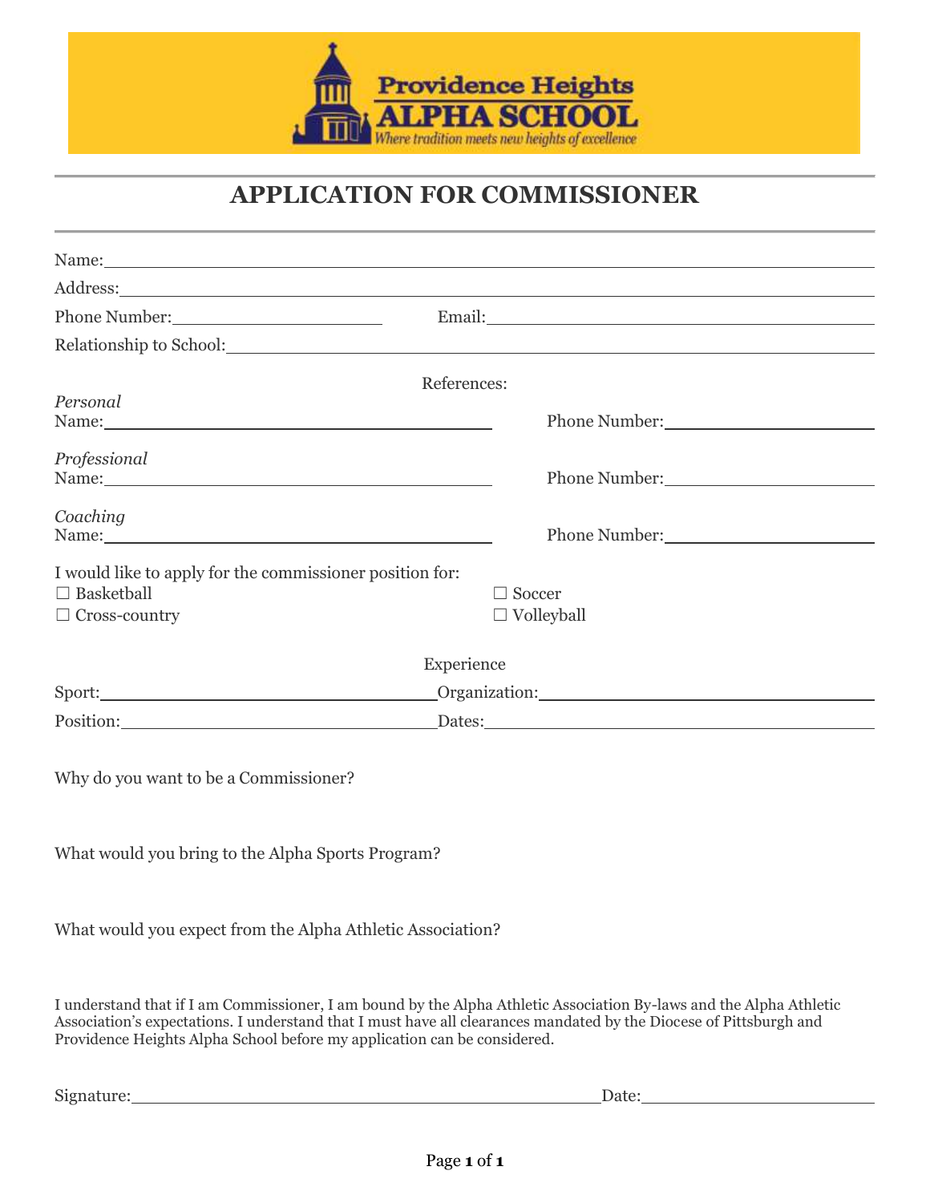Providence Heights ALPHA SCHOOL

*Where tradition meets new heights of excellence*

# APPLICATION FOR COMMISSIONER

Name:\_\_\_\_\_\_\_\_\_\_\_\_\_\_\_\_\_\_\_\_\_\_\_\_\_\_\_\_\_\_\_\_\_\_\_\_\_\_\_\_\_\_\_\_\_\_\_\_

Address:\_\_\_\_\_\_\_\_\_\_\_\_\_\_\_\_\_\_\_\_\_\_\_\_\_\_\_\_\_\_\_\_\_\_\_\_\_\_\_\_\_\_\_\_\_\_\_\_

Phone Number:\_\_\_\_\_\_\_\_\_\_\_\_\_\_\_\_\_\_\_\_ Email:\_\_\_\_\_\_\_\_\_\_\_\_\_\_\_\_\_\_\_\_\_\_\_\_\_\_\_\_

Relationship to School:\_\_\_\_\_\_\_\_\_\_\_\_\_\_\_\_\_\_\_\_\_\_\_\_\_\_\_\_\_\_\_\_\_\_\_\_\_\_\_\_

References:

*Personal*
Name:\_\_\_\_\_\_\_\_\_\_\_\_\_\_\_\_\_\_\_\_\_\_\_\_\_\_\_\_\_\_ Phone Number:\_\_\_\_\_\_\_\_\_\_\_\_\_\_\_\_\_\_\_\_

*Professional*
Name:\_\_\_\_\_\_\_\_\_\_\_\_\_\_\_\_\_\_\_\_\_\_\_\_\_\_\_\_\_\_ Phone Number:\_\_\_\_\_\_\_\_\_\_\_\_\_\_\_\_\_\_\_\_

*Coaching*
Name:\_\_\_\_\_\_\_\_\_\_\_\_\_\_\_\_\_\_\_\_\_\_\_\_\_\_\_\_\_\_ Phone Number:\_\_\_\_\_\_\_\_\_\_\_\_\_\_\_\_\_\_\_\_

I would like to apply for the commissioner position for:

☐ Basketball ☐ Soccer
☐ Cross-country ☐ Volleyball

Experience

Sport:\_\_\_\_\_\_\_\_\_\_\_\_\_\_\_\_\_\_\_\_\_\_\_\_\_\_ Organization:\_\_\_\_\_\_\_\_\_\_\_\_\_\_\_\_\_\_\_\_\_\_\_\_\_\_

Position:\_\_\_\_\_\_\_\_\_\_\_\_\_\_\_\_\_\_\_\_\_\_\_\_\_ Dates:\_\_\_\_\_\_\_\_\_\_\_\_\_\_\_\_\_\_\_\_\_\_\_\_\_\_\_\_\_\_

Why do you want to be a Commissioner?

What would you bring to the Alpha Sports Program?

What would you expect from the Alpha Athletic Association?

I understand that if I am Commissioner, I am bound by the Alpha Athletic Association By-laws and the Alpha Athletic Association's expectations. I understand that I must have all clearances mandated by the Diocese of Pittsburgh and Providence Heights Alpha School before my application can be considered.

Signature:\_\_\_\_\_\_\_\_\_\_\_\_\_\_\_\_\_\_\_\_\_\_\_\_\_\_\_\_\_\_\_\_\_\_\_\_\_\_ Date:\_\_\_\_\_\_\_\_\_\_\_\_\_\_\_\_\_\_\_\_